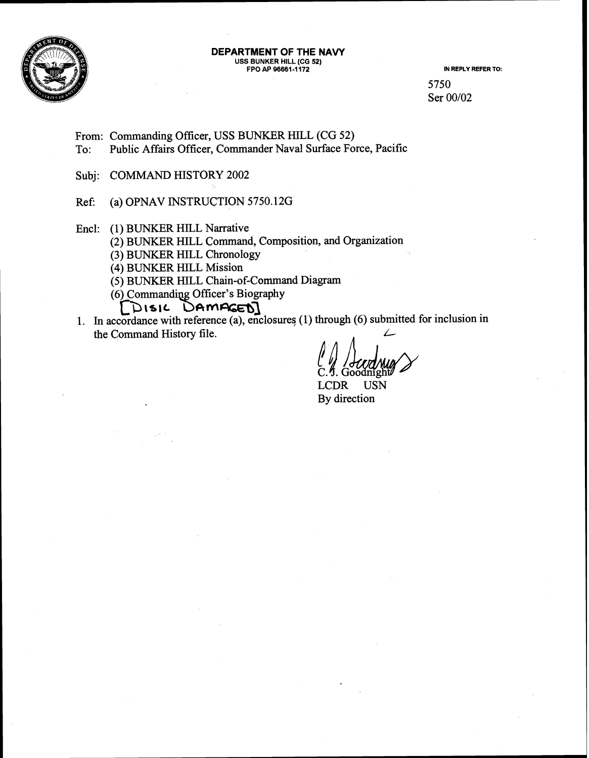**DEPARTMENT OF THE NAVY**
USS BUNKER HILL (CG 52)
FPO AP 96661-1172

IN REPLY REFER TO:

5750
Ser 00/02

From: Commanding Officer, USS BUNKER HILL (CG 52)
To: Public Affairs Officer, Commander Naval Surface Force, Pacific

Subj: COMMAND HISTORY 2002

Ref: (a) OPNAV INSTRUCTION 5750.12G

Encl: (1) BUNKER HILL Narrative
(2) BUNKER HILL Command, Composition, and Organization
(3) BUNKER HILL Chronology
(4) BUNKER HILL Mission
(5) BUNKER HILL Chain-of-Command Diagram
(6) Commanding Officer's Biography
[DISK DAMAGED]

1. In accordance with reference (a), enclosures (1) through (6) submitted for inclusion in the Command History file.

C. J. Goodnight
LCDR USN
By direction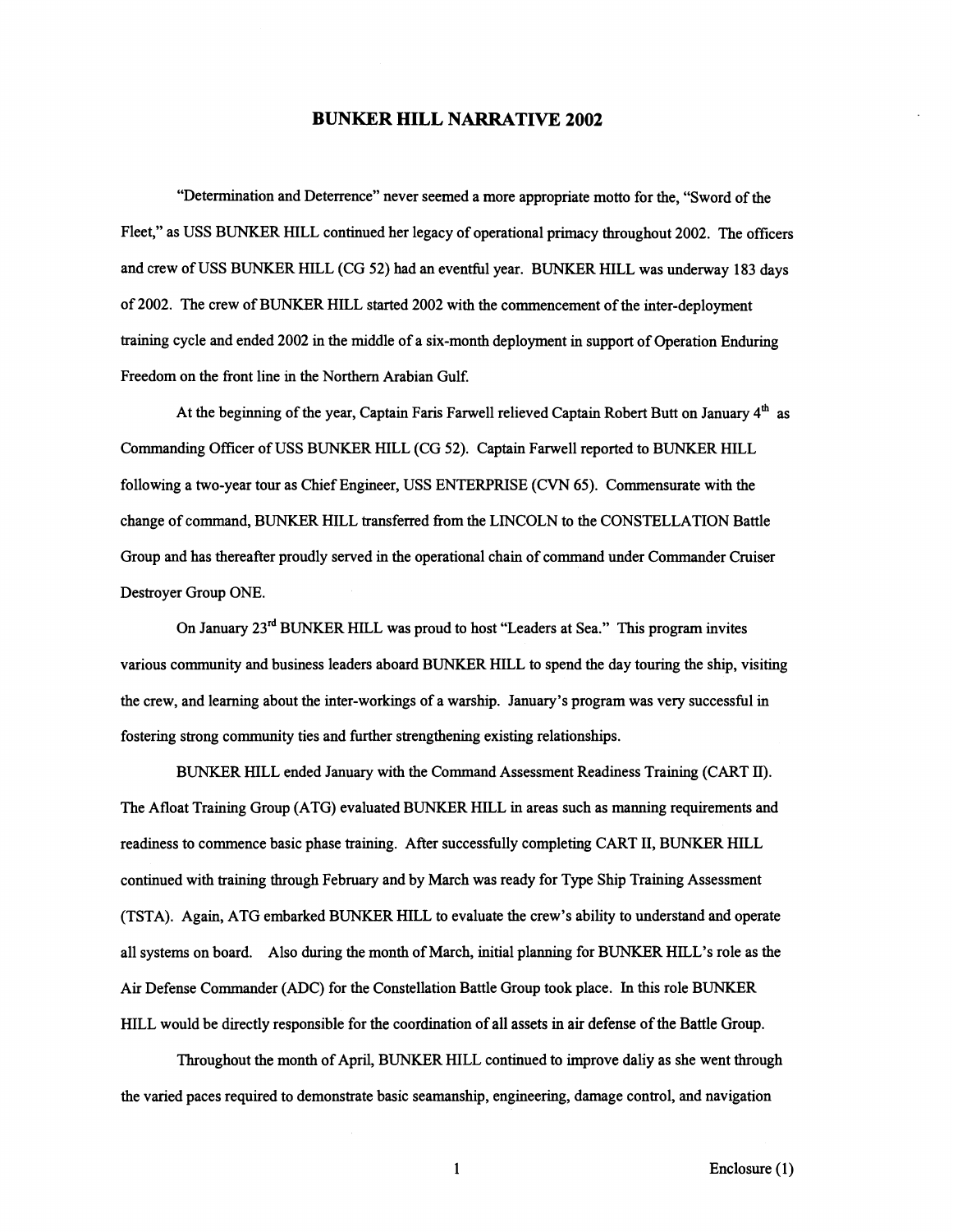# BUNKER HILL NARRATIVE 2002

"Determination and Deterrence" never seemed a more appropriate motto for the, "Sword of the Fleet," as USS BUNKER HILL continued her legacy of operational primacy throughout 2002. The officers and crew of USS BUNKER HILL (CG 52) had an eventful year. BUNKER HILL was underway 183 days of 2002. The crew of BUNKER HILL started 2002 with the commencement of the inter-deployment training cycle and ended 2002 in the middle of a six-month deployment in support of Operation Enduring Freedom on the front line in the Northern Arabian Gulf.

At the beginning of the year, Captain Faris Farwell relieved Captain Robert Butt on January 4th as Commanding Officer of USS BUNKER HILL (CG 52). Captain Farwell reported to BUNKER HILL following a two-year tour as Chief Engineer, USS ENTERPRISE (CVN 65). Commensurate with the change of command, BUNKER HILL transferred from the LINCOLN to the CONSTELLATION Battle Group and has thereafter proudly served in the operational chain of command under Commander Cruiser Destroyer Group ONE.

On January 23rd BUNKER HILL was proud to host "Leaders at Sea." This program invites various community and business leaders aboard BUNKER HILL to spend the day touring the ship, visiting the crew, and learning about the inter-workings of a warship. January's program was very successful in fostering strong community ties and further strengthening existing relationships.

BUNKER HILL ended January with the Command Assessment Readiness Training (CART II). The Afloat Training Group (ATG) evaluated BUNKER HILL in areas such as manning requirements and readiness to commence basic phase training. After successfully completing CART II, BUNKER HILL continued with training through February and by March was ready for Type Ship Training Assessment (TSTA). Again, ATG embarked BUNKER HILL to evaluate the crew's ability to understand and operate all systems on board. Also during the month of March, initial planning for BUNKER HILL's role as the Air Defense Commander (ADC) for the Constellation Battle Group took place. In this role BUNKER HILL would be directly responsible for the coordination of all assets in air defense of the Battle Group.

Throughout the month of April, BUNKER HILL continued to improve daliy as she went through the varied paces required to demonstrate basic seamanship, engineering, damage control, and navigation

Enclosure (1)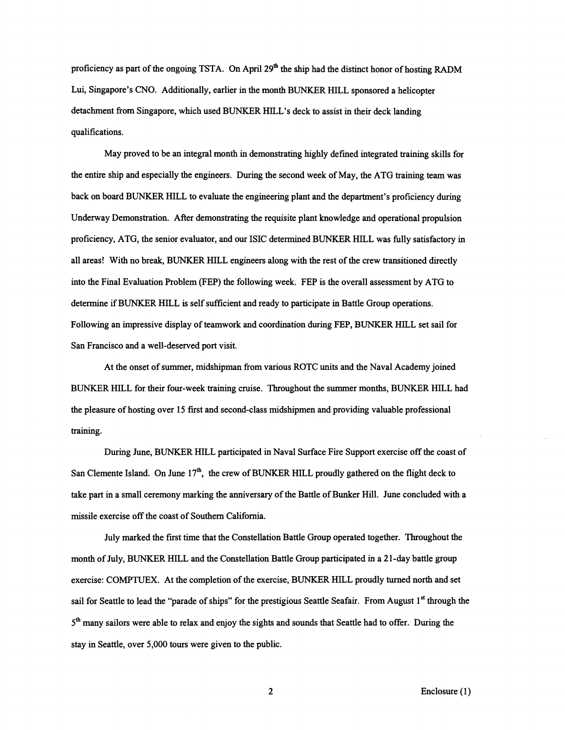proficiency as part of the ongoing TSTA. On April 29th the ship had the distinct honor of hosting RADM Lui, Singapore's CNO. Additionally, earlier in the month BUNKER HILL sponsored a helicopter detachment from Singapore, which used BUNKER HILL's deck to assist in their deck landing qualifications.

May proved to be an integral month in demonstrating highly defined integrated training skills for the entire ship and especially the engineers. During the second week of May, the ATG training team was back on board BUNKER HILL to evaluate the engineering plant and the department's proficiency during Underway Demonstration. After demonstrating the requisite plant knowledge and operational propulsion proficiency, ATG, the senior evaluator, and our ISIC determined BUNKER HILL was fully satisfactory in all areas! With no break, BUNKER HILL engineers along with the rest of the crew transitioned directly into the Final Evaluation Problem (FEP) the following week. FEP is the overall assessment by ATG to determine if BUNKER HILL is self sufficient and ready to participate in Battle Group operations. Following an impressive display of teamwork and coordination during FEP, BUNKER HILL set sail for San Francisco and a well-deserved port visit.

At the onset of summer, midshipman from various ROTC units and the Naval Academy joined BUNKER HILL for their four-week training cruise. Throughout the summer months, BUNKER HILL had the pleasure of hosting over 15 first and second-class midshipmen and providing valuable professional training.

During June, BUNKER HILL participated in Naval Surface Fire Support exercise off the coast of San Clemente Island. On June 17th, the crew of BUNKER HILL proudly gathered on the flight deck to take part in a small ceremony marking the anniversary of the Battle of Bunker Hill. June concluded with a missile exercise off the coast of Southern California.

July marked the first time that the Constellation Battle Group operated together. Throughout the month of July, BUNKER HILL and the Constellation Battle Group participated in a 21-day battle group exercise: COMPTUEX. At the completion of the exercise, BUNKER HILL proudly turned north and set sail for Seattle to lead the "parade of ships" for the prestigious Seattle Seafair. From August 1st through the 5th many sailors were able to relax and enjoy the sights and sounds that Seattle had to offer. During the stay in Seattle, over 5,000 tours were given to the public.

Enclosure (1)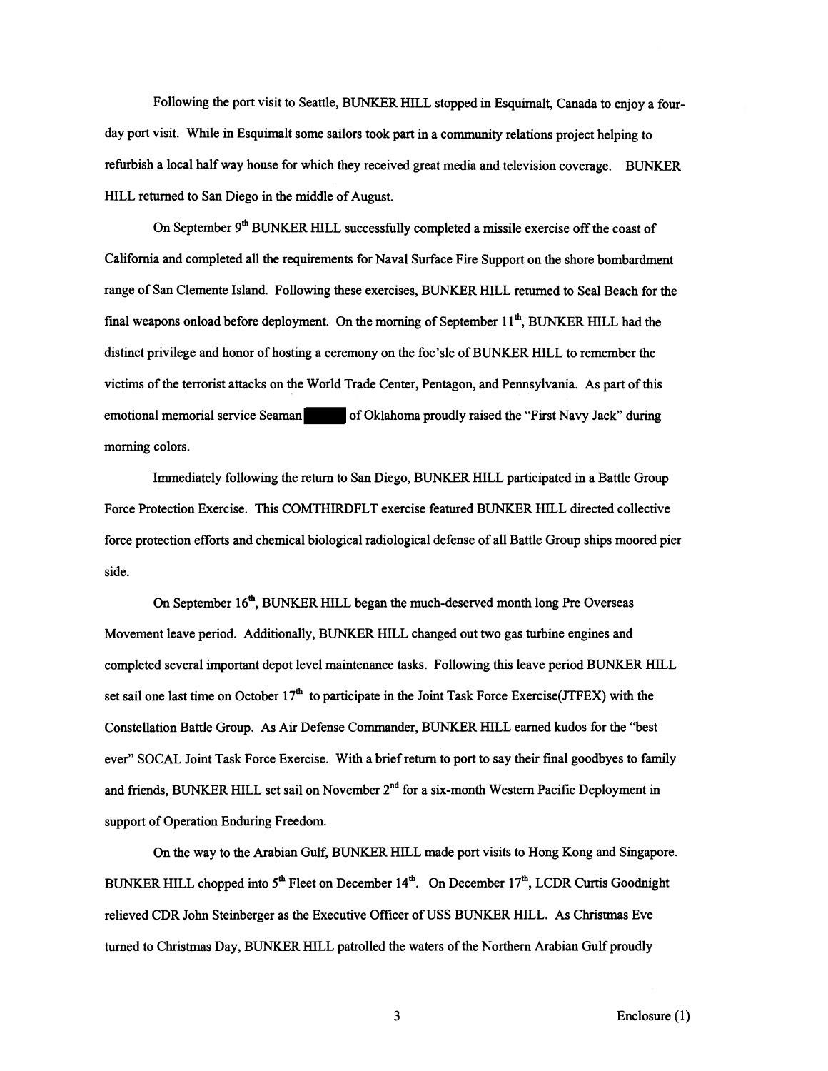Following the port visit to Seattle, BUNKER HILL stopped in Esquimalt, Canada to enjoy a four-day port visit. While in Esquimalt some sailors took part in a community relations project helping to refurbish a local half way house for which they received great media and television coverage. BUNKER HILL returned to San Diego in the middle of August.

On September 9th BUNKER HILL successfully completed a missile exercise off the coast of California and completed all the requirements for Naval Surface Fire Support on the shore bombardment range of San Clemente Island. Following these exercises, BUNKER HILL returned to Seal Beach for the final weapons onload before deployment. On the morning of September 11th, BUNKER HILL had the distinct privilege and honor of hosting a ceremony on the foc'sle of BUNKER HILL to remember the victims of the terrorist attacks on the World Trade Center, Pentagon, and Pennsylvania. As part of this emotional memorial service Seaman ██████ of Oklahoma proudly raised the "First Navy Jack" during morning colors.

Immediately following the return to San Diego, BUNKER HILL participated in a Battle Group Force Protection Exercise. This COMTHIRDFLT exercise featured BUNKER HILL directed collective force protection efforts and chemical biological radiological defense of all Battle Group ships moored pier side.

On September 16th, BUNKER HILL began the much-deserved month long Pre Overseas Movement leave period. Additionally, BUNKER HILL changed out two gas turbine engines and completed several important depot level maintenance tasks. Following this leave period BUNKER HILL set sail one last time on October 17th to participate in the Joint Task Force Exercise(JTFEX) with the Constellation Battle Group. As Air Defense Commander, BUNKER HILL earned kudos for the "best ever" SOCAL Joint Task Force Exercise. With a brief return to port to say their final goodbyes to family and friends, BUNKER HILL set sail on November 2nd for a six-month Western Pacific Deployment in support of Operation Enduring Freedom.

On the way to the Arabian Gulf, BUNKER HILL made port visits to Hong Kong and Singapore. BUNKER HILL chopped into 5th Fleet on December 14th. On December 17th, LCDR Curtis Goodnight relieved CDR John Steinberger as the Executive Officer of USS BUNKER HILL. As Christmas Eve turned to Christmas Day, BUNKER HILL patrolled the waters of the Northern Arabian Gulf proudly

Enclosure (1)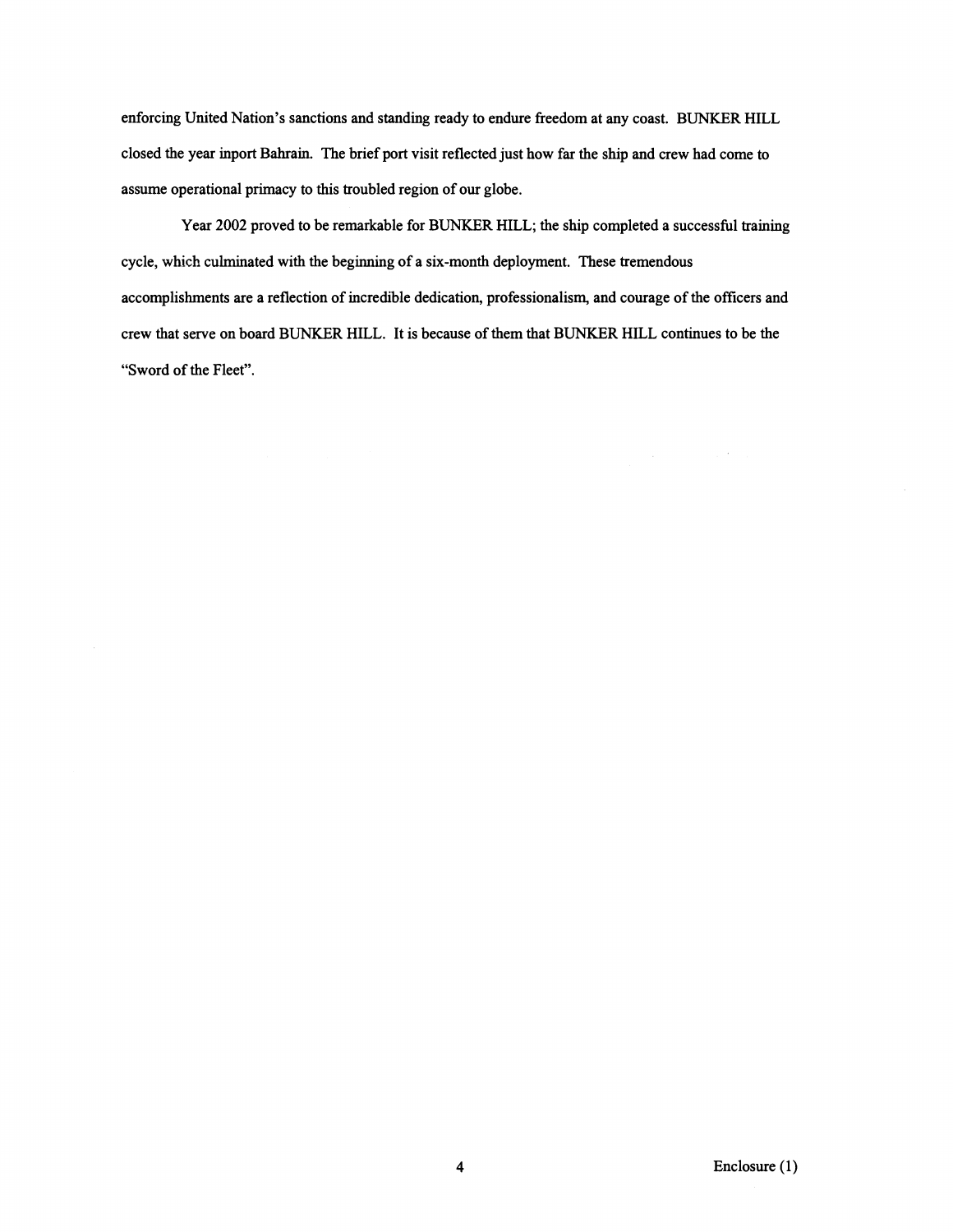enforcing United Nation's sanctions and standing ready to endure freedom at any coast. BUNKER HILL closed the year inport Bahrain. The brief port visit reflected just how far the ship and crew had come to assume operational primacy to this troubled region of our globe.

Year 2002 proved to be remarkable for BUNKER HILL; the ship completed a successful training cycle, which culminated with the beginning of a six-month deployment. These tremendous accomplishments are a reflection of incredible dedication, professionalism, and courage of the officers and crew that serve on board BUNKER HILL. It is because of them that BUNKER HILL continues to be the "Sword of the Fleet".

Enclosure (1)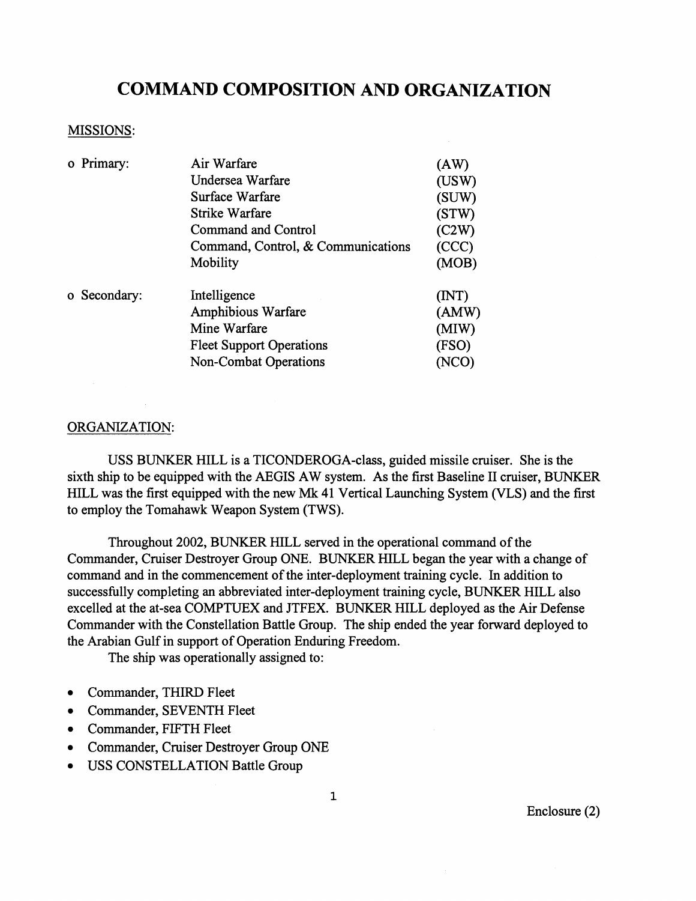# COMMAND COMPOSITION AND ORGANIZATION

## MISSIONS:

| | | |
|---|---|---|
| o Primary: | Air Warfare | (AW) |
| | Undersea Warfare | (USW) |
| | Surface Warfare | (SUW) |
| | Strike Warfare | (STW) |
| | Command and Control | (C2W) |
| | Command, Control, & Communications | (CCC) |
| | Mobility | (MOB) |
| o Secondary: | Intelligence | (INT) |
| | Amphibious Warfare | (AMW) |
| | Mine Warfare | (MIW) |
| | Fleet Support Operations | (FSO) |
| | Non-Combat Operations | (NCO) |

## ORGANIZATION:

USS BUNKER HILL is a TICONDEROGA-class, guided missile cruiser. She is the sixth ship to be equipped with the AEGIS AW system. As the first Baseline II cruiser, BUNKER HILL was the first equipped with the new Mk 41 Vertical Launching System (VLS) and the first to employ the Tomahawk Weapon System (TWS).

Throughout 2002, BUNKER HILL served in the operational command of the Commander, Cruiser Destroyer Group ONE. BUNKER HILL began the year with a change of command and in the commencement of the inter-deployment training cycle. In addition to successfully completing an abbreviated inter-deployment training cycle, BUNKER HILL also excelled at the at-sea COMPTUEX and JTFEX. BUNKER HILL deployed as the Air Defense Commander with the Constellation Battle Group. The ship ended the year forward deployed to the Arabian Gulf in support of Operation Enduring Freedom.

The ship was operationally assigned to:

- Commander, THIRD Fleet
- Commander, SEVENTH Fleet
- Commander, FIFTH Fleet
- Commander, Cruiser Destroyer Group ONE
- USS CONSTELLATION Battle Group

Enclosure (2)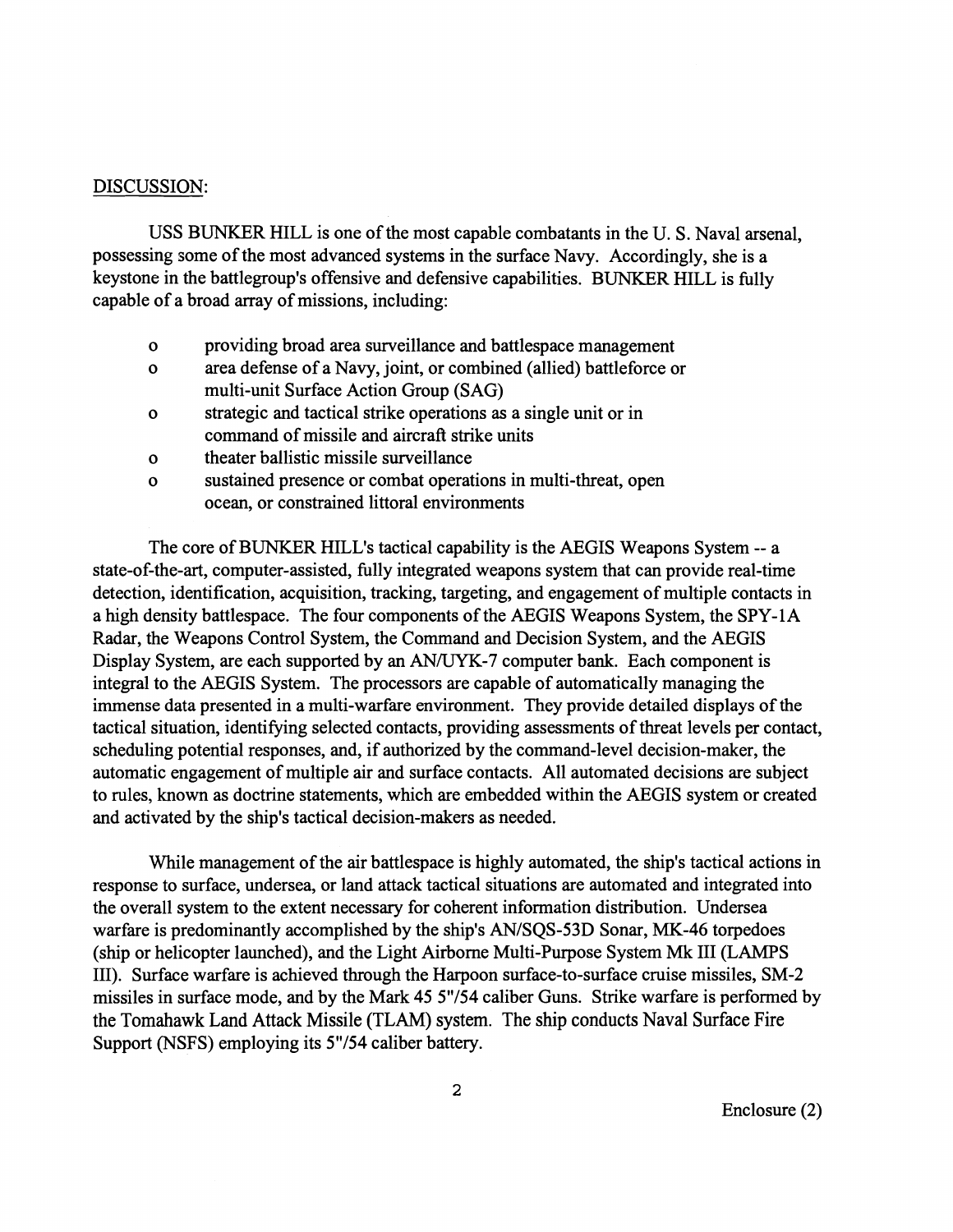DISCUSSION:

USS BUNKER HILL is one of the most capable combatants in the U. S. Naval arsenal, possessing some of the most advanced systems in the surface Navy. Accordingly, she is a keystone in the battlegroup's offensive and defensive capabilities. BUNKER HILL is fully capable of a broad array of missions, including:

- providing broad area surveillance and battlespace management
- area defense of a Navy, joint, or combined (allied) battleforce or multi-unit Surface Action Group (SAG)
- strategic and tactical strike operations as a single unit or in command of missile and aircraft strike units
- theater ballistic missile surveillance
- sustained presence or combat operations in multi-threat, open ocean, or constrained littoral environments

The core of BUNKER HILL's tactical capability is the AEGIS Weapons System -- a state-of-the-art, computer-assisted, fully integrated weapons system that can provide real-time detection, identification, acquisition, tracking, targeting, and engagement of multiple contacts in a high density battlespace. The four components of the AEGIS Weapons System, the SPY-1A Radar, the Weapons Control System, the Command and Decision System, and the AEGIS Display System, are each supported by an AN/UYK-7 computer bank. Each component is integral to the AEGIS System. The processors are capable of automatically managing the immense data presented in a multi-warfare environment. They provide detailed displays of the tactical situation, identifying selected contacts, providing assessments of threat levels per contact, scheduling potential responses, and, if authorized by the command-level decision-maker, the automatic engagement of multiple air and surface contacts. All automated decisions are subject to rules, known as doctrine statements, which are embedded within the AEGIS system or created and activated by the ship's tactical decision-makers as needed.

While management of the air battlespace is highly automated, the ship's tactical actions in response to surface, undersea, or land attack tactical situations are automated and integrated into the overall system to the extent necessary for coherent information distribution. Undersea warfare is predominantly accomplished by the ship's AN/SQS-53D Sonar, MK-46 torpedoes (ship or helicopter launched), and the Light Airborne Multi-Purpose System Mk III (LAMPS III). Surface warfare is achieved through the Harpoon surface-to-surface cruise missiles, SM-2 missiles in surface mode, and by the Mark 45 5"/54 caliber Guns. Strike warfare is performed by the Tomahawk Land Attack Missile (TLAM) system. The ship conducts Naval Surface Fire Support (NSFS) employing its 5"/54 caliber battery.

Enclosure (2)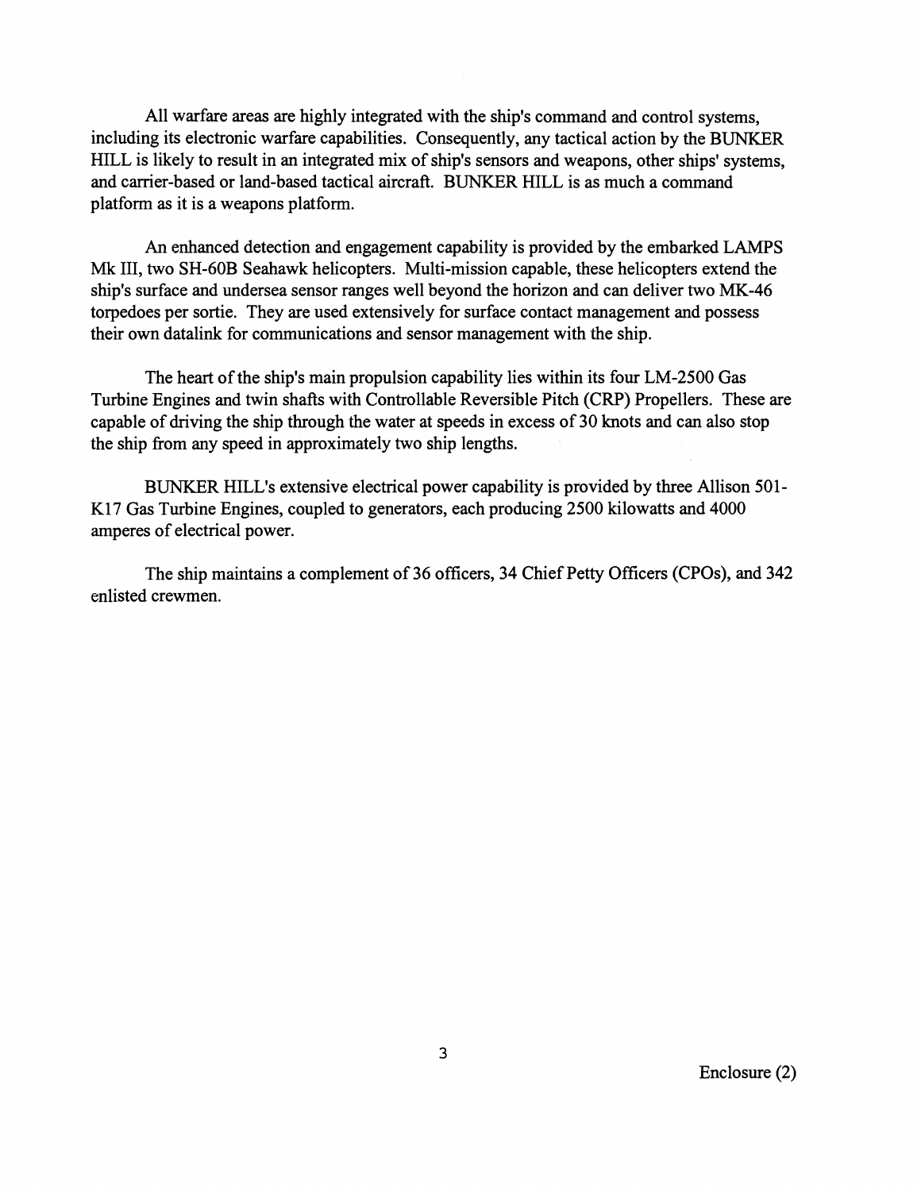All warfare areas are highly integrated with the ship's command and control systems, including its electronic warfare capabilities. Consequently, any tactical action by the BUNKER HILL is likely to result in an integrated mix of ship's sensors and weapons, other ships' systems, and carrier-based or land-based tactical aircraft. BUNKER HILL is as much a command platform as it is a weapons platform.

An enhanced detection and engagement capability is provided by the embarked LAMPS Mk III, two SH-60B Seahawk helicopters. Multi-mission capable, these helicopters extend the ship's surface and undersea sensor ranges well beyond the horizon and can deliver two MK-46 torpedoes per sortie. They are used extensively for surface contact management and possess their own datalink for communications and sensor management with the ship.

The heart of the ship's main propulsion capability lies within its four LM-2500 Gas Turbine Engines and twin shafts with Controllable Reversible Pitch (CRP) Propellers. These are capable of driving the ship through the water at speeds in excess of 30 knots and can also stop the ship from any speed in approximately two ship lengths.

BUNKER HILL's extensive electrical power capability is provided by three Allison 501-K17 Gas Turbine Engines, coupled to generators, each producing 2500 kilowatts and 4000 amperes of electrical power.

The ship maintains a complement of 36 officers, 34 Chief Petty Officers (CPOs), and 342 enlisted crewmen.

Enclosure (2)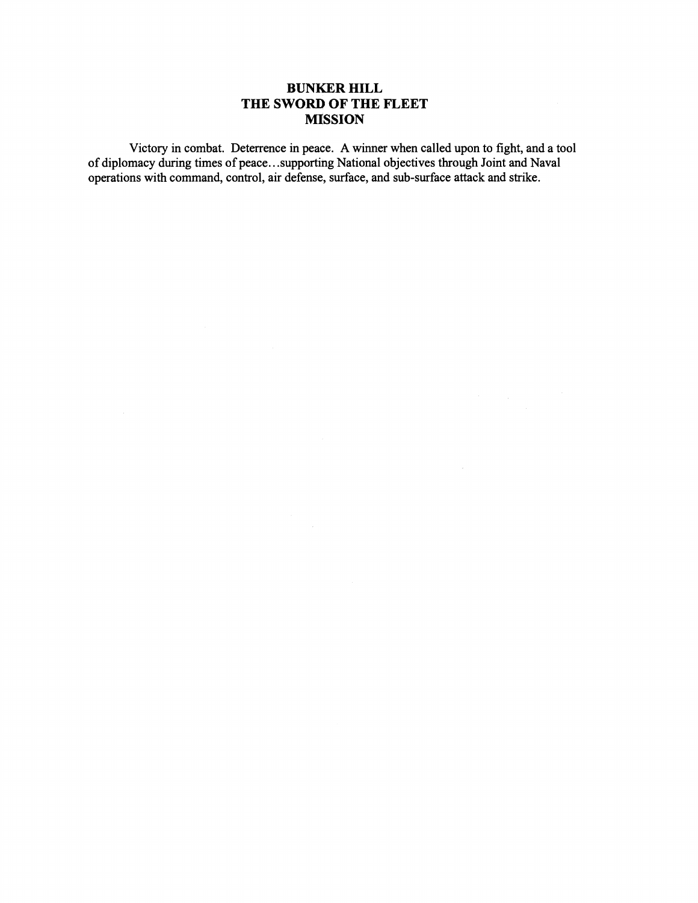# BUNKER HILL
# THE SWORD OF THE FLEET
# MISSION

Victory in combat. Deterrence in peace. A winner when called upon to fight, and a tool of diplomacy during times of peace…supporting National objectives through Joint and Naval operations with command, control, air defense, surface, and sub-surface attack and strike.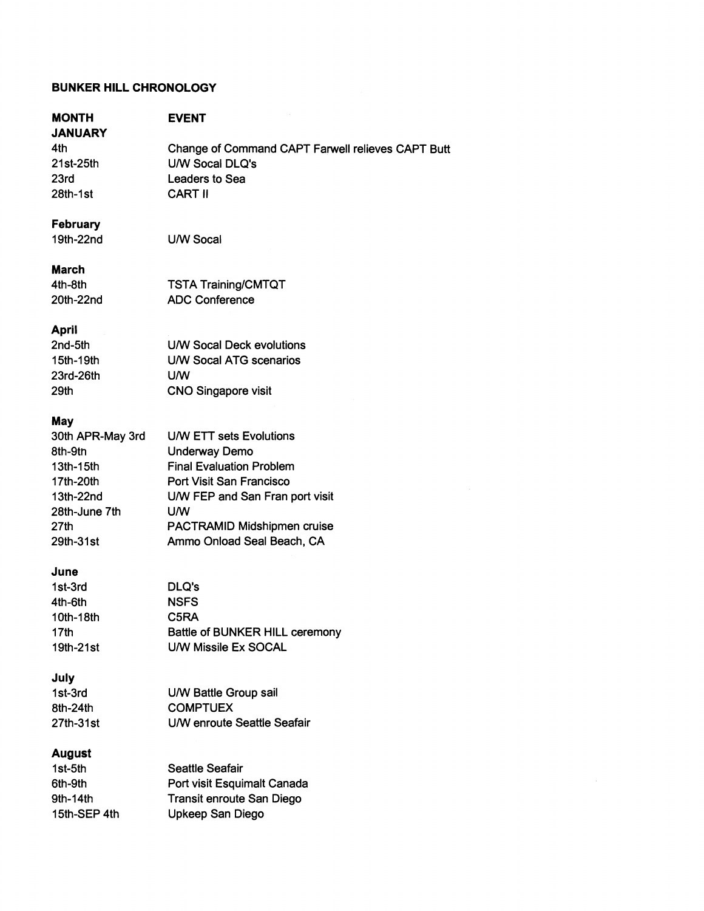**BUNKER HILL CHRONOLOGY**

| **MONTH** | **EVENT** |
|---|---|
| **JANUARY** | |
| 4th | Change of Command CAPT Farwell relieves CAPT Butt |
| 21st-25th | U/W Socal DLQ's |
| 23rd | Leaders to Sea |
| 28th-1st | CART II |
| **February** | |
| 19th-22nd | U/W Socal |
| **March** | |
| 4th-8th | TSTA Training/CMTQT |
| 20th-22nd | ADC Conference |
| **April** | |
| 2nd-5th | U/W Socal Deck evolutions |
| 15th-19th | U/W Socal ATG scenarios |
| 23rd-26th | U/W |
| 29th | CNO Singapore visit |
| **May** | |
| 30th APR-May 3rd | U/W ETT sets Evolutions |
| 8th-9th | Underway Demo |
| 13th-15th | Final Evaluation Problem |
| 17th-20th | Port Visit San Francisco |
| 13th-22nd | U/W FEP and San Fran port visit |
| 28th-June 7th | U/W |
| 27th | PACTRAMID Midshipmen cruise |
| 29th-31st | Ammo Onload Seal Beach, CA |
| **June** | |
| 1st-3rd | DLQ's |
| 4th-6th | NSFS |
| 10th-18th | C5RA |
| 17th | Battle of BUNKER HILL ceremony |
| 19th-21st | U/W Missile Ex SOCAL |
| **July** | |
| 1st-3rd | U/W Battle Group sail |
| 8th-24th | COMPTUEX |
| 27th-31st | U/W enroute Seattle Seafair |
| **August** | |
| 1st-5th | Seattle Seafair |
| 6th-9th | Port visit Esquimalt Canada |
| 9th-14th | Transit enroute San Diego |
| 15th-SEP 4th | Upkeep San Diego |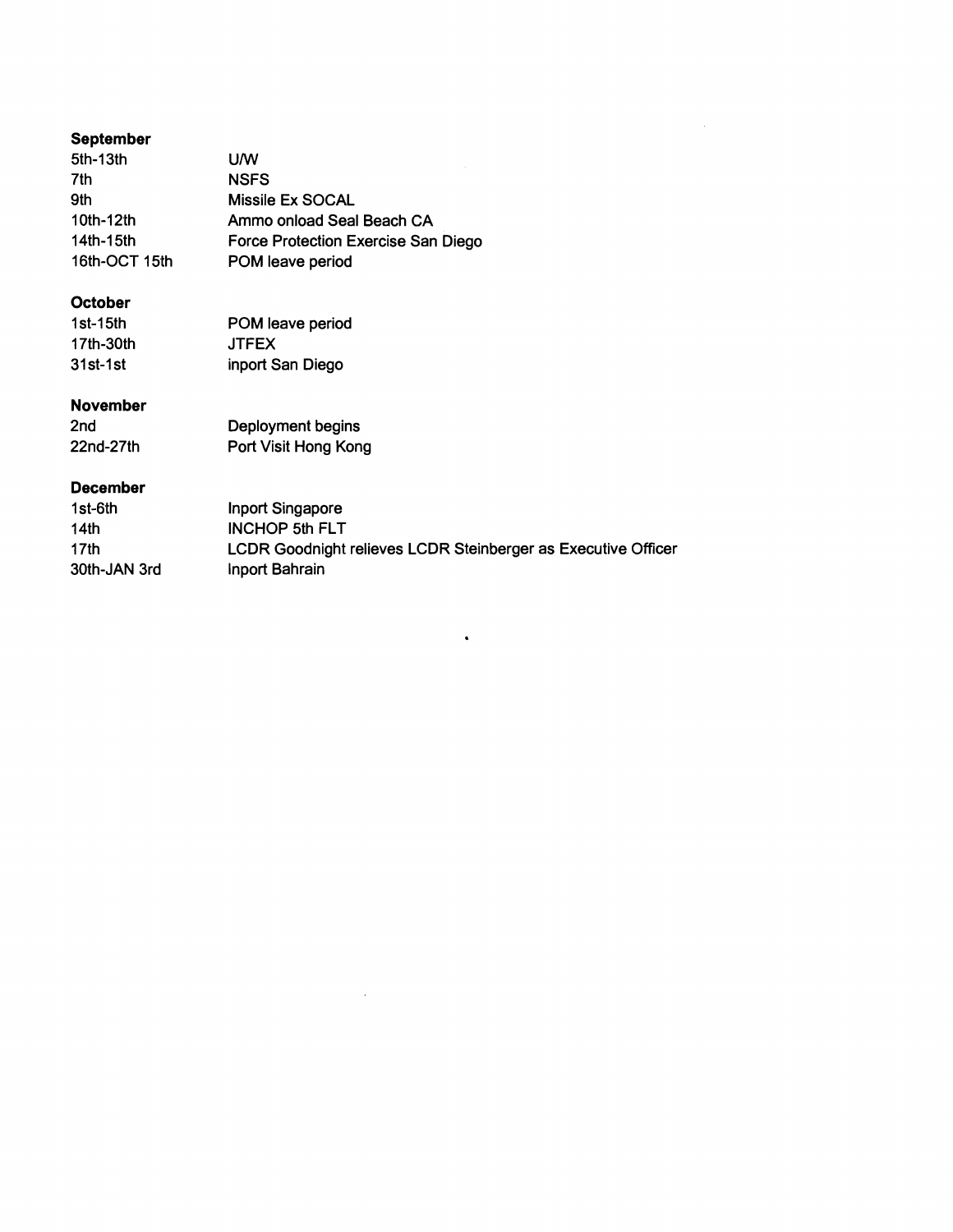**September**

| | |
|---|---|
| 5th-13th | U/W |
| 7th | NSFS |
| 9th | Missile Ex SOCAL |
| 10th-12th | Ammo onload Seal Beach CA |
| 14th-15th | Force Protection Exercise San Diego |
| 16th-OCT 15th | POM leave period |

**October**

| | |
|---|---|
| 1st-15th | POM leave period |
| 17th-30th | JTFEX |
| 31st-1st | inport San Diego |

**November**

| | |
|---|---|
| 2nd | Deployment begins |
| 22nd-27th | Port Visit Hong Kong |

**December**

| | |
|---|---|
| 1st-6th | Inport Singapore |
| 14th | INCHOP 5th FLT |
| 17th | LCDR Goodnight relieves LCDR Steinberger as Executive Officer |
| 30th-JAN 3rd | Inport Bahrain |